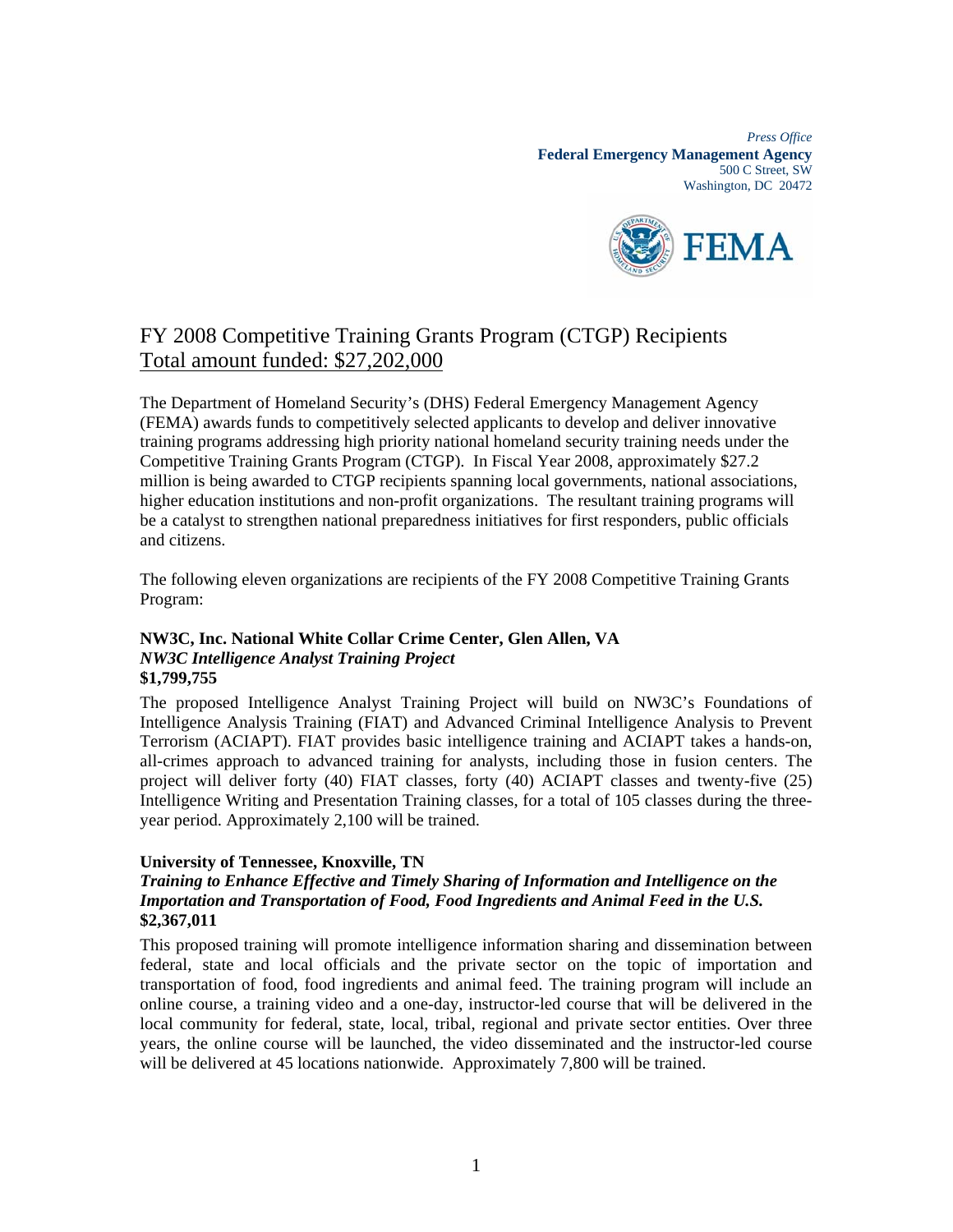*Press Office*
**Federal Emergency Management Agency**
500 C Street, SW
Washington, DC 20472

# FY 2008 Competitive Training Grants Program (CTGP) Recipients

Total amount funded: $27,202,000

The Department of Homeland Security's (DHS) Federal Emergency Management Agency (FEMA) awards funds to competitively selected applicants to develop and deliver innovative training programs addressing high priority national homeland security training needs under the Competitive Training Grants Program (CTGP). In Fiscal Year 2008, approximately $27.2 million is being awarded to CTGP recipients spanning local governments, national associations, higher education institutions and non-profit organizations. The resultant training programs will be a catalyst to strengthen national preparedness initiatives for first responders, public officials and citizens.

The following eleven organizations are recipients of the FY 2008 Competitive Training Grants Program:

**NW3C, Inc. National White Collar Crime Center, Glen Allen, VA**
***NW3C Intelligence Analyst Training Project***
**$1,799,755**

The proposed Intelligence Analyst Training Project will build on NW3C's Foundations of Intelligence Analysis Training (FIAT) and Advanced Criminal Intelligence Analysis to Prevent Terrorism (ACIAPT). FIAT provides basic intelligence training and ACIAPT takes a hands-on, all-crimes approach to advanced training for analysts, including those in fusion centers. The project will deliver forty (40) FIAT classes, forty (40) ACIAPT classes and twenty-five (25) Intelligence Writing and Presentation Training classes, for a total of 105 classes during the three-year period. Approximately 2,100 will be trained.

**University of Tennessee, Knoxville, TN**
***Training to Enhance Effective and Timely Sharing of Information and Intelligence on the Importation and Transportation of Food, Food Ingredients and Animal Feed in the U.S.***
**$2,367,011**

This proposed training will promote intelligence information sharing and dissemination between federal, state and local officials and the private sector on the topic of importation and transportation of food, food ingredients and animal feed. The training program will include an online course, a training video and a one-day, instructor-led course that will be delivered in the local community for federal, state, local, tribal, regional and private sector entities. Over three years, the online course will be launched, the video disseminated and the instructor-led course will be delivered at 45 locations nationwide. Approximately 7,800 will be trained.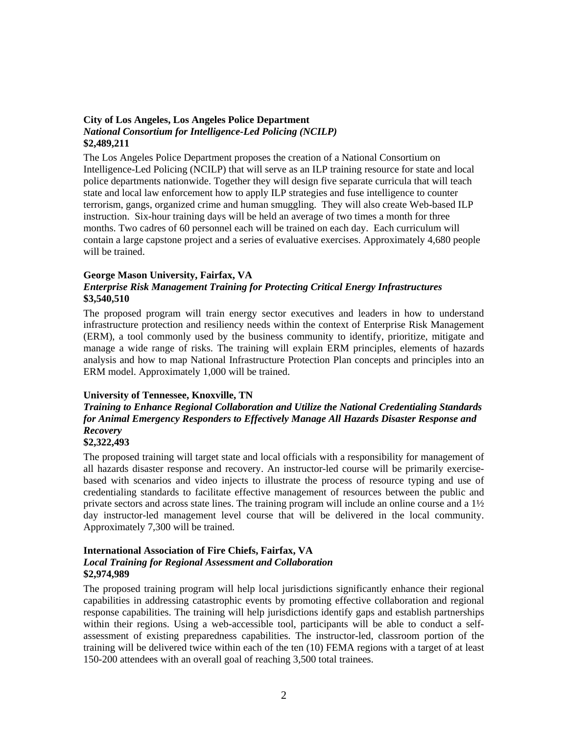**City of Los Angeles, Los Angeles Police Department**
***National Consortium for Intelligence-Led Policing (NCILP)***
**$2,489,211**

The Los Angeles Police Department proposes the creation of a National Consortium on Intelligence-Led Policing (NCILP) that will serve as an ILP training resource for state and local police departments nationwide. Together they will design five separate curricula that will teach state and local law enforcement how to apply ILP strategies and fuse intelligence to counter terrorism, gangs, organized crime and human smuggling. They will also create Web-based ILP instruction. Six-hour training days will be held an average of two times a month for three months. Two cadres of 60 personnel each will be trained on each day. Each curriculum will contain a large capstone project and a series of evaluative exercises. Approximately 4,680 people will be trained.

**George Mason University, Fairfax, VA**
***Enterprise Risk Management Training for Protecting Critical Energy Infrastructures***
**$3,540,510**

The proposed program will train energy sector executives and leaders in how to understand infrastructure protection and resiliency needs within the context of Enterprise Risk Management (ERM), a tool commonly used by the business community to identify, prioritize, mitigate and manage a wide range of risks. The training will explain ERM principles, elements of hazards analysis and how to map National Infrastructure Protection Plan concepts and principles into an ERM model. Approximately 1,000 will be trained.

**University of Tennessee, Knoxville, TN**
***Training to Enhance Regional Collaboration and Utilize the National Credentialing Standards for Animal Emergency Responders to Effectively Manage All Hazards Disaster Response and Recovery***
**$2,322,493**

The proposed training will target state and local officials with a responsibility for management of all hazards disaster response and recovery. An instructor-led course will be primarily exercise-based with scenarios and video injects to illustrate the process of resource typing and use of credentialing standards to facilitate effective management of resources between the public and private sectors and across state lines. The training program will include an online course and a 1½ day instructor-led management level course that will be delivered in the local community. Approximately 7,300 will be trained.

**International Association of Fire Chiefs, Fairfax, VA**
***Local Training for Regional Assessment and Collaboration***
**$2,974,989**

The proposed training program will help local jurisdictions significantly enhance their regional capabilities in addressing catastrophic events by promoting effective collaboration and regional response capabilities. The training will help jurisdictions identify gaps and establish partnerships within their regions. Using a web-accessible tool, participants will be able to conduct a self-assessment of existing preparedness capabilities. The instructor-led, classroom portion of the training will be delivered twice within each of the ten (10) FEMA regions with a target of at least 150-200 attendees with an overall goal of reaching 3,500 total trainees.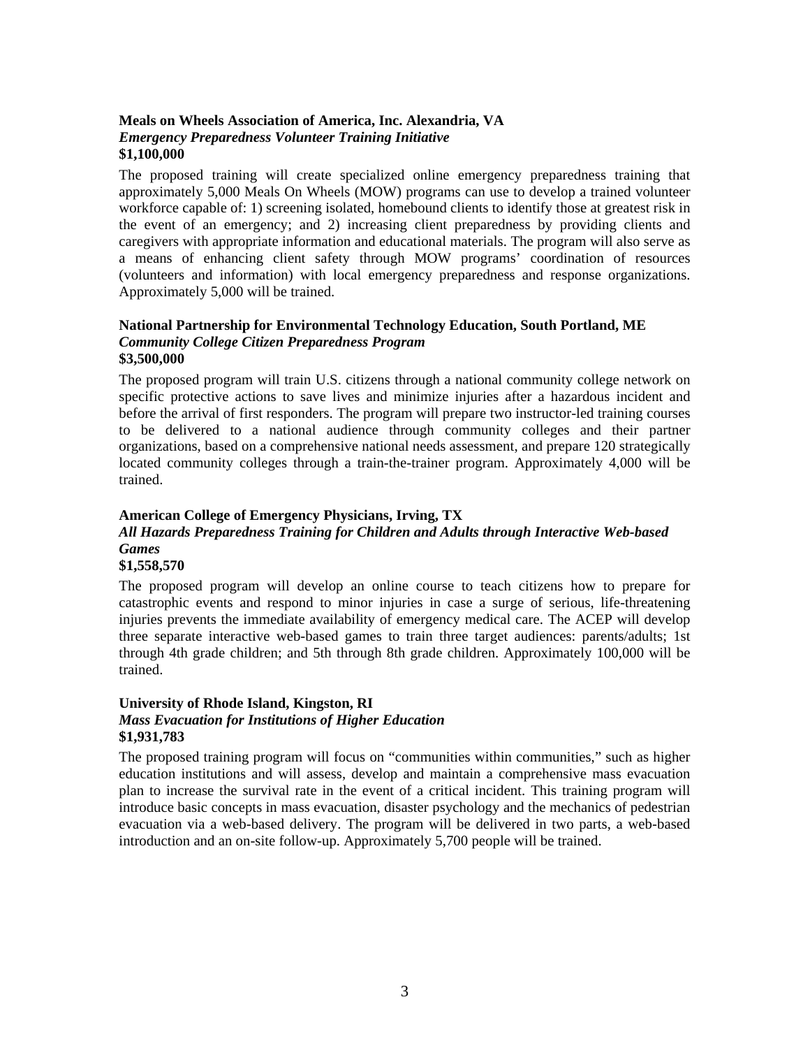**Meals on Wheels Association of America, Inc. Alexandria, VA**
***Emergency Preparedness Volunteer Training Initiative***
**$1,100,000**

The proposed training will create specialized online emergency preparedness training that approximately 5,000 Meals On Wheels (MOW) programs can use to develop a trained volunteer workforce capable of: 1) screening isolated, homebound clients to identify those at greatest risk in the event of an emergency; and 2) increasing client preparedness by providing clients and caregivers with appropriate information and educational materials. The program will also serve as a means of enhancing client safety through MOW programs' coordination of resources (volunteers and information) with local emergency preparedness and response organizations. Approximately 5,000 will be trained.

**National Partnership for Environmental Technology Education, South Portland, ME**
***Community College Citizen Preparedness Program***
**$3,500,000**

The proposed program will train U.S. citizens through a national community college network on specific protective actions to save lives and minimize injuries after a hazardous incident and before the arrival of first responders. The program will prepare two instructor-led training courses to be delivered to a national audience through community colleges and their partner organizations, based on a comprehensive national needs assessment, and prepare 120 strategically located community colleges through a train-the-trainer program. Approximately 4,000 will be trained.

**American College of Emergency Physicians, Irving, TX**
***All Hazards Preparedness Training for Children and Adults through Interactive Web-based Games***
**$1,558,570**

The proposed program will develop an online course to teach citizens how to prepare for catastrophic events and respond to minor injuries in case a surge of serious, life-threatening injuries prevents the immediate availability of emergency medical care. The ACEP will develop three separate interactive web-based games to train three target audiences: parents/adults; 1st through 4th grade children; and 5th through 8th grade children. Approximately 100,000 will be trained.

**University of Rhode Island, Kingston, RI**
***Mass Evacuation for Institutions of Higher Education***
**$1,931,783**

The proposed training program will focus on "communities within communities," such as higher education institutions and will assess, develop and maintain a comprehensive mass evacuation plan to increase the survival rate in the event of a critical incident. This training program will introduce basic concepts in mass evacuation, disaster psychology and the mechanics of pedestrian evacuation via a web-based delivery. The program will be delivered in two parts, a web-based introduction and an on-site follow-up. Approximately 5,700 people will be trained.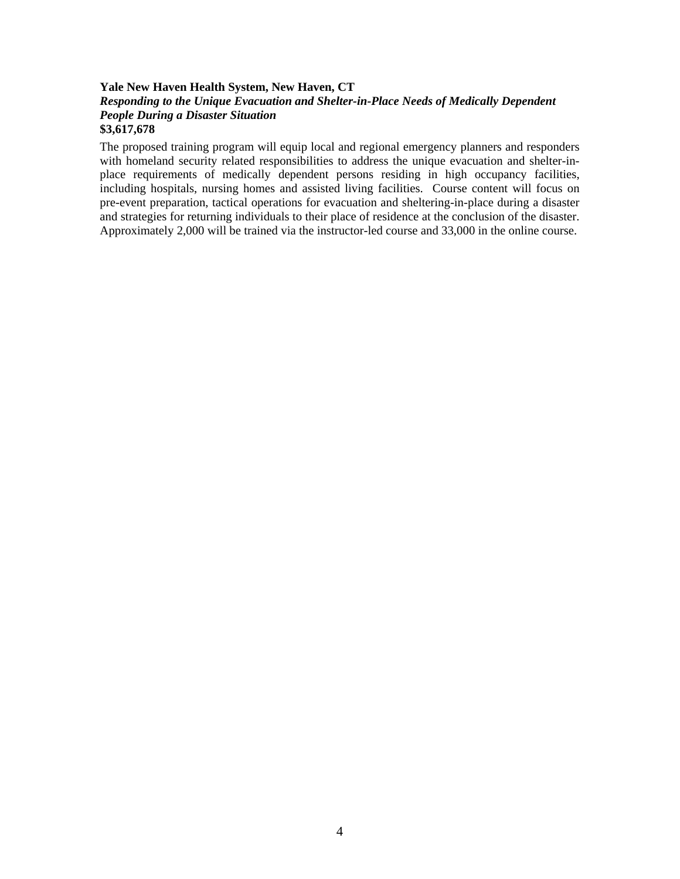**Yale New Haven Health System, New Haven, CT**
***Responding to the Unique Evacuation and Shelter-in-Place Needs of Medically Dependent People During a Disaster Situation***
**$3,617,678**

The proposed training program will equip local and regional emergency planners and responders with homeland security related responsibilities to address the unique evacuation and shelter-in-place requirements of medically dependent persons residing in high occupancy facilities, including hospitals, nursing homes and assisted living facilities. Course content will focus on pre-event preparation, tactical operations for evacuation and sheltering-in-place during a disaster and strategies for returning individuals to their place of residence at the conclusion of the disaster. Approximately 2,000 will be trained via the instructor-led course and 33,000 in the online course.